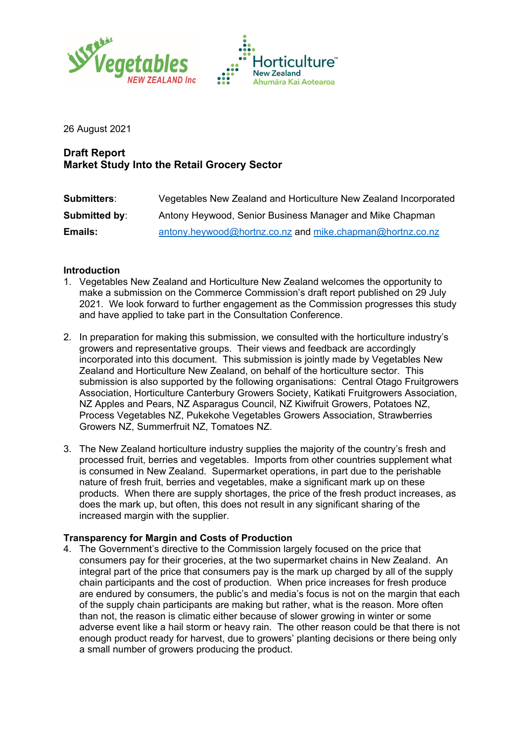26 August 2021

**Draft Report**
**Market Study Into the Retail Grocery Sector**

| | |
|---|---|
| **Submitters**: | Vegetables New Zealand and Horticulture New Zealand Incorporated |
| **Submitted by**: | Antony Heywood, Senior Business Manager and Mike Chapman |
| **Emails:** | antony.heywood@hortnz.co.nz and mike.chapman@hortnz.co.nz |

**Introduction**

1. Vegetables New Zealand and Horticulture New Zealand welcomes the opportunity to make a submission on the Commerce Commission's draft report published on 29 July 2021. We look forward to further engagement as the Commission progresses this study and have applied to take part in the Consultation Conference.

2. In preparation for making this submission, we consulted with the horticulture industry's growers and representative groups. Their views and feedback are accordingly incorporated into this document. This submission is jointly made by Vegetables New Zealand and Horticulture New Zealand, on behalf of the horticulture sector. This submission is also supported by the following organisations: Central Otago Fruitgrowers Association, Horticulture Canterbury Growers Society, Katikati Fruitgrowers Association, NZ Apples and Pears, NZ Asparagus Council, NZ Kiwifruit Growers, Potatoes NZ, Process Vegetables NZ, Pukekohe Vegetables Growers Association, Strawberries Growers NZ, Summerfruit NZ, Tomatoes NZ.

3. The New Zealand horticulture industry supplies the majority of the country's fresh and processed fruit, berries and vegetables. Imports from other countries supplement what is consumed in New Zealand. Supermarket operations, in part due to the perishable nature of fresh fruit, berries and vegetables, make a significant mark up on these products. When there are supply shortages, the price of the fresh product increases, as does the mark up, but often, this does not result in any significant sharing of the increased margin with the supplier.

**Transparency for Margin and Costs of Production**

4. The Government's directive to the Commission largely focused on the price that consumers pay for their groceries, at the two supermarket chains in New Zealand. An integral part of the price that consumers pay is the mark up charged by all of the supply chain participants and the cost of production. When price increases for fresh produce are endured by consumers, the public's and media's focus is not on the margin that each of the supply chain participants are making but rather, what is the reason. More often than not, the reason is climatic either because of slower growing in winter or some adverse event like a hail storm or heavy rain. The other reason could be that there is not enough product ready for harvest, due to growers' planting decisions or there being only a small number of growers producing the product.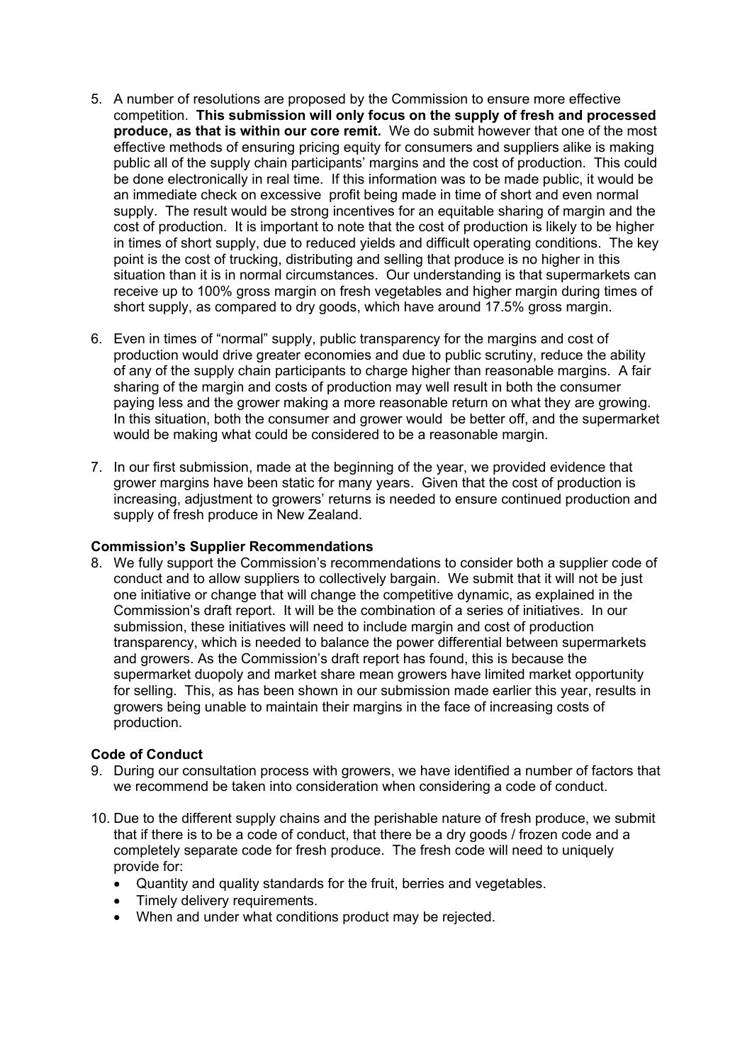5. A number of resolutions are proposed by the Commission to ensure more effective competition. **This submission will only focus on the supply of fresh and processed produce, as that is within our core remit.** We do submit however that one of the most effective methods of ensuring pricing equity for consumers and suppliers alike is making public all of the supply chain participants' margins and the cost of production. This could be done electronically in real time. If this information was to be made public, it would be an immediate check on excessive profit being made in time of short and even normal supply. The result would be strong incentives for an equitable sharing of margin and the cost of production. It is important to note that the cost of production is likely to be higher in times of short supply, due to reduced yields and difficult operating conditions. The key point is the cost of trucking, distributing and selling that produce is no higher in this situation than it is in normal circumstances. Our understanding is that supermarkets can receive up to 100% gross margin on fresh vegetables and higher margin during times of short supply, as compared to dry goods, which have around 17.5% gross margin.

6. Even in times of "normal" supply, public transparency for the margins and cost of production would drive greater economies and due to public scrutiny, reduce the ability of any of the supply chain participants to charge higher than reasonable margins. A fair sharing of the margin and costs of production may well result in both the consumer paying less and the grower making a more reasonable return on what they are growing. In this situation, both the consumer and grower would be better off, and the supermarket would be making what could be considered to be a reasonable margin.

7. In our first submission, made at the beginning of the year, we provided evidence that grower margins have been static for many years. Given that the cost of production is increasing, adjustment to growers' returns is needed to ensure continued production and supply of fresh produce in New Zealand.

**Commission's Supplier Recommendations**

8. We fully support the Commission's recommendations to consider both a supplier code of conduct and to allow suppliers to collectively bargain. We submit that it will not be just one initiative or change that will change the competitive dynamic, as explained in the Commission's draft report. It will be the combination of a series of initiatives. In our submission, these initiatives will need to include margin and cost of production transparency, which is needed to balance the power differential between supermarkets and growers. As the Commission's draft report has found, this is because the supermarket duopoly and market share mean growers have limited market opportunity for selling. This, as has been shown in our submission made earlier this year, results in growers being unable to maintain their margins in the face of increasing costs of production.

**Code of Conduct**

9. During our consultation process with growers, we have identified a number of factors that we recommend be taken into consideration when considering a code of conduct.

10. Due to the different supply chains and the perishable nature of fresh produce, we submit that if there is to be a code of conduct, that there be a dry goods / frozen code and a completely separate code for fresh produce. The fresh code will need to uniquely provide for:
    - Quantity and quality standards for the fruit, berries and vegetables.
    - Timely delivery requirements.
    - When and under what conditions product may be rejected.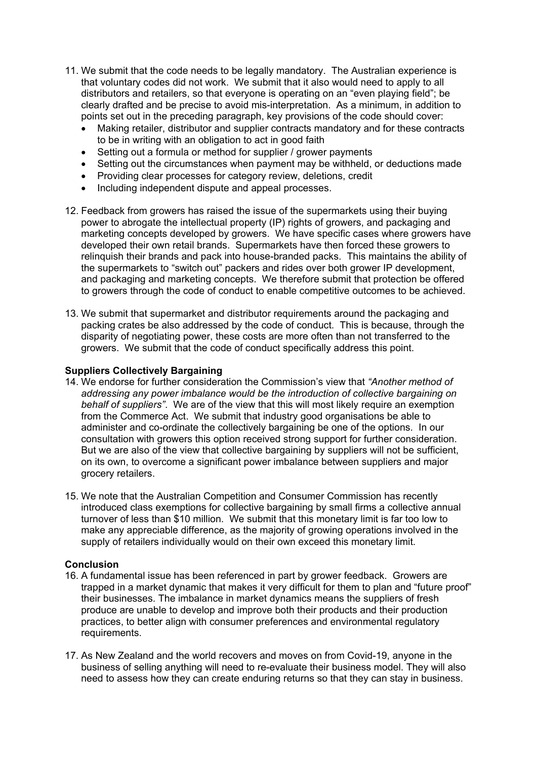11. We submit that the code needs to be legally mandatory. The Australian experience is that voluntary codes did not work. We submit that it also would need to apply to all distributors and retailers, so that everyone is operating on an "even playing field"; be clearly drafted and be precise to avoid mis-interpretation. As a minimum, in addition to points set out in the preceding paragraph, key provisions of the code should cover:
    - Making retailer, distributor and supplier contracts mandatory and for these contracts to be in writing with an obligation to act in good faith
    - Setting out a formula or method for supplier / grower payments
    - Setting out the circumstances when payment may be withheld, or deductions made
    - Providing clear processes for category review, deletions, credit
    - Including independent dispute and appeal processes.

12. Feedback from growers has raised the issue of the supermarkets using their buying power to abrogate the intellectual property (IP) rights of growers, and packaging and marketing concepts developed by growers. We have specific cases where growers have developed their own retail brands. Supermarkets have then forced these growers to relinquish their brands and pack into house-branded packs. This maintains the ability of the supermarkets to "switch out" packers and rides over both grower IP development, and packaging and marketing concepts. We therefore submit that protection be offered to growers through the code of conduct to enable competitive outcomes to be achieved.

13. We submit that supermarket and distributor requirements around the packaging and packing crates be also addressed by the code of conduct. This is because, through the disparity of negotiating power, these costs are more often than not transferred to the growers. We submit that the code of conduct specifically address this point.

**Suppliers Collectively Bargaining**

14. We endorse for further consideration the Commission's view that *"Another method of addressing any power imbalance would be the introduction of collective bargaining on behalf of suppliers"*. We are of the view that this will most likely require an exemption from the Commerce Act. We submit that industry good organisations be able to administer and co-ordinate the collectively bargaining be one of the options. In our consultation with growers this option received strong support for further consideration. But we are also of the view that collective bargaining by suppliers will not be sufficient, on its own, to overcome a significant power imbalance between suppliers and major grocery retailers.

15. We note that the Australian Competition and Consumer Commission has recently introduced class exemptions for collective bargaining by small firms a collective annual turnover of less than $10 million. We submit that this monetary limit is far too low to make any appreciable difference, as the majority of growing operations involved in the supply of retailers individually would on their own exceed this monetary limit.

**Conclusion**

16. A fundamental issue has been referenced in part by grower feedback. Growers are trapped in a market dynamic that makes it very difficult for them to plan and "future proof" their businesses. The imbalance in market dynamics means the suppliers of fresh produce are unable to develop and improve both their products and their production practices, to better align with consumer preferences and environmental regulatory requirements.

17. As New Zealand and the world recovers and moves on from Covid-19, anyone in the business of selling anything will need to re-evaluate their business model. They will also need to assess how they can create enduring returns so that they can stay in business.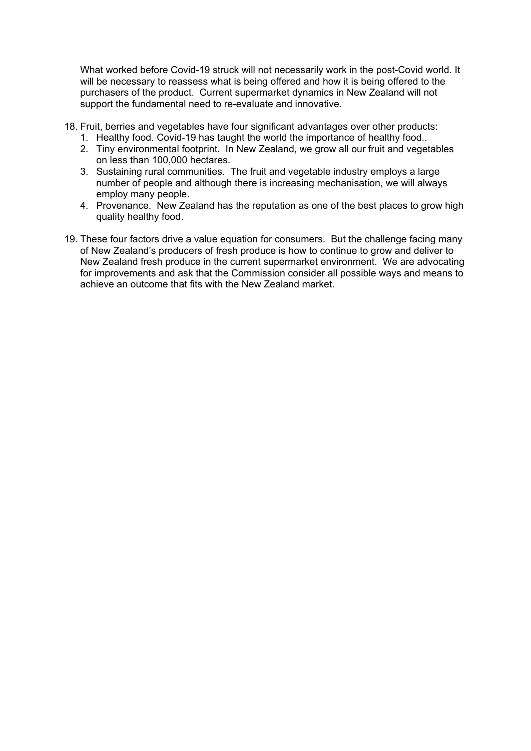What worked before Covid-19 struck will not necessarily work in the post-Covid world. It will be necessary to reassess what is being offered and how it is being offered to the purchasers of the product. Current supermarket dynamics in New Zealand will not support the fundamental need to re-evaluate and innovative.

18. Fruit, berries and vegetables have four significant advantages over other products:
    1. Healthy food. Covid-19 has taught the world the importance of healthy food..
    2. Tiny environmental footprint. In New Zealand, we grow all our fruit and vegetables on less than 100,000 hectares.
    3. Sustaining rural communities. The fruit and vegetable industry employs a large number of people and although there is increasing mechanisation, we will always employ many people.
    4. Provenance. New Zealand has the reputation as one of the best places to grow high quality healthy food.

19. These four factors drive a value equation for consumers. But the challenge facing many of New Zealand's producers of fresh produce is how to continue to grow and deliver to New Zealand fresh produce in the current supermarket environment. We are advocating for improvements and ask that the Commission consider all possible ways and means to achieve an outcome that fits with the New Zealand market.